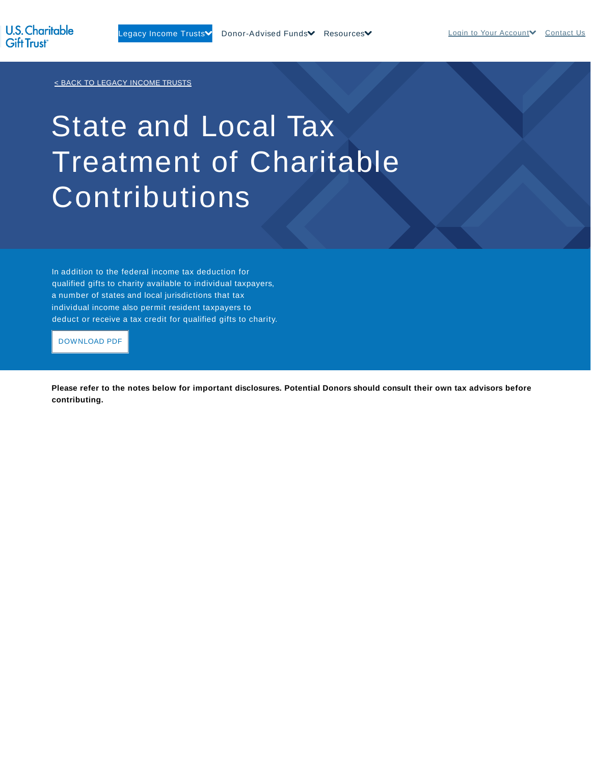U.S. Charitable Gift Trust

Legacy Income Trusts | Donor-Advised Funds | Resources | Login to Your Account | Contact Us

< BACK TO LEGACY INCOME TRUSTS

# State and Local Tax Treatment of Charitable Contributions

In addition to the federal income tax deduction for qualified gifts to charity available to individual taxpayers, a number of states and local jurisdictions that tax individual income also permit resident taxpayers to deduct or receive a tax credit for qualified gifts to charity.

DOWNLOAD PDF

**Please refer to the notes below for important disclosures. Potential Donors should consult their own tax advisors before contributing.**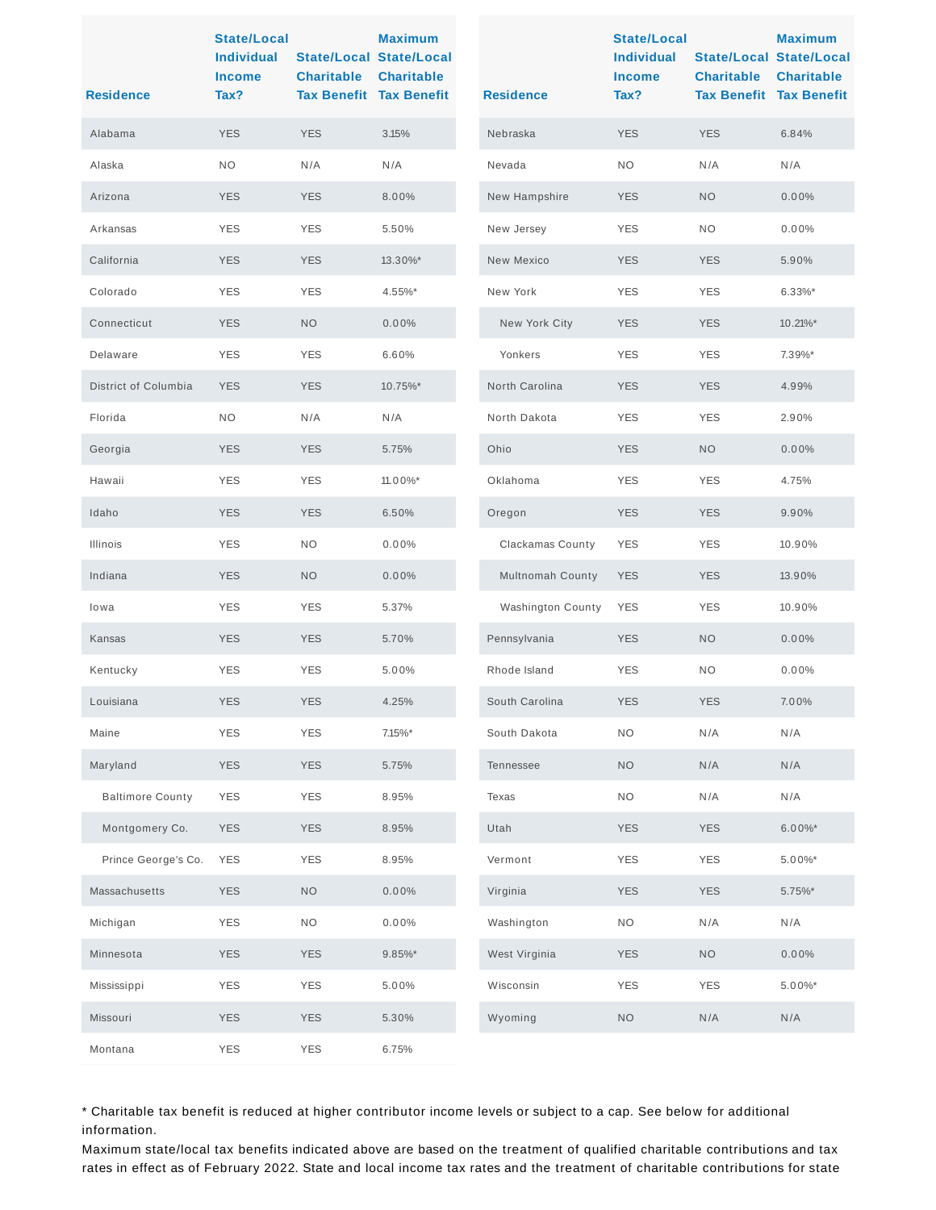| Residence | State/Local Individual Income Tax? | State/Local Charitable Tax Benefit | Maximum State/Local Charitable Tax Benefit |
|---|---|---|---|
| Alabama | YES | YES | 3.15% |
| Alaska | NO | N/A | N/A |
| Arizona | YES | YES | 8.00% |
| Arkansas | YES | YES | 5.50% |
| California | YES | YES | 13.30%* |
| Colorado | YES | YES | 4.55%* |
| Connecticut | YES | NO | 0.00% |
| Delaware | YES | YES | 6.60% |
| District of Columbia | YES | YES | 10.75%* |
| Florida | NO | N/A | N/A |
| Georgia | YES | YES | 5.75% |
| Hawaii | YES | YES | 11.00%* |
| Idaho | YES | YES | 6.50% |
| Illinois | YES | NO | 0.00% |
| Indiana | YES | NO | 0.00% |
| Iowa | YES | YES | 5.37% |
| Kansas | YES | YES | 5.70% |
| Kentucky | YES | YES | 5.00% |
| Louisiana | YES | YES | 4.25% |
| Maine | YES | YES | 7.15%* |
| Maryland | YES | YES | 5.75% |
| Baltimore County | YES | YES | 8.95% |
| Montgomery Co. | YES | YES | 8.95% |
| Prince George's Co. | YES | YES | 8.95% |
| Massachusetts | YES | NO | 0.00% |
| Michigan | YES | NO | 0.00% |
| Minnesota | YES | YES | 9.85%* |
| Mississippi | YES | YES | 5.00% |
| Missouri | YES | YES | 5.30% |
| Montana | YES | YES | 6.75% |
| Nebraska | YES | YES | 6.84% |
| Nevada | NO | N/A | N/A |
| New Hampshire | YES | NO | 0.00% |
| New Jersey | YES | NO | 0.00% |
| New Mexico | YES | YES | 5.90% |
| New York | YES | YES | 6.33%* |
| New York City | YES | YES | 10.21%* |
| Yonkers | YES | YES | 7.39%* |
| North Carolina | YES | YES | 4.99% |
| North Dakota | YES | YES | 2.90% |
| Ohio | YES | NO | 0.00% |
| Oklahoma | YES | YES | 4.75% |
| Oregon | YES | YES | 9.90% |
| Clackamas County | YES | YES | 10.90% |
| Multnomah County | YES | YES | 13.90% |
| Washington County | YES | YES | 10.90% |
| Pennsylvania | YES | NO | 0.00% |
| Rhode Island | YES | NO | 0.00% |
| South Carolina | YES | YES | 7.00% |
| South Dakota | NO | N/A | N/A |
| Tennessee | NO | N/A | N/A |
| Texas | NO | N/A | N/A |
| Utah | YES | YES | 6.00%* |
| Vermont | YES | YES | 5.00%* |
| Virginia | YES | YES | 5.75%* |
| Washington | NO | N/A | N/A |
| West Virginia | YES | NO | 0.00% |
| Wisconsin | YES | YES | 5.00%* |
| Wyoming | NO | N/A | N/A |

* Charitable tax benefit is reduced at higher contributor income levels or subject to a cap. See below for additional information.

Maximum state/local tax benefits indicated above are based on the treatment of qualified charitable contributions and tax rates in effect as of February 2022. State and local income tax rates and the treatment of charitable contributions for state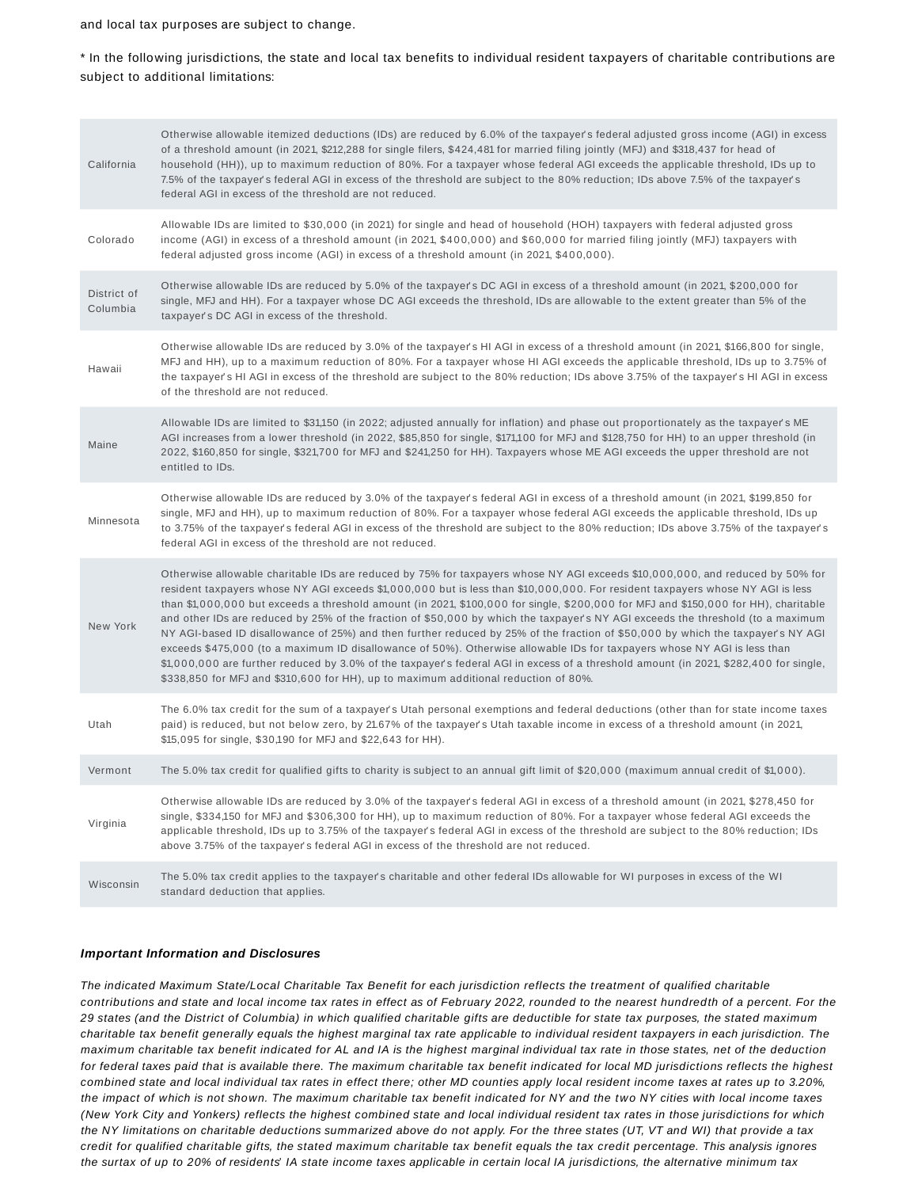and local tax purposes are subject to change.

* In the following jurisdictions, the state and local tax benefits to individual resident taxpayers of charitable contributions are subject to additional limitations:

| | |
|---|---|
| California | Otherwise allowable itemized deductions (IDs) are reduced by 6.0% of the taxpayer's federal adjusted gross income (AGI) in excess of a threshold amount (in 2021, $212,288 for single filers, $424,481 for married filing jointly (MFJ) and $318,437 for head of household (HH)), up to maximum reduction of 80%. For a taxpayer whose federal AGI exceeds the applicable threshold, IDs up to 7.5% of the taxpayer's federal AGI in excess of the threshold are subject to the 80% reduction; IDs above 7.5% of the taxpayer's federal AGI in excess of the threshold are not reduced. |
| Colorado | Allowable IDs are limited to $30,000 (in 2021) for single and head of household (HOH) taxpayers with federal adjusted gross income (AGI) in excess of a threshold amount (in 2021, $400,000) and $60,000 for married filing jointly (MFJ) taxpayers with federal adjusted gross income (AGI) in excess of a threshold amount (in 2021, $400,000). |
| District of Columbia | Otherwise allowable IDs are reduced by 5.0% of the taxpayer's DC AGI in excess of a threshold amount (in 2021, $200,000 for single, MFJ and HH). For a taxpayer whose DC AGI exceeds the threshold, IDs are allowable to the extent greater than 5% of the taxpayer's DC AGI in excess of the threshold. |
| Hawaii | Otherwise allowable IDs are reduced by 3.0% of the taxpayer's HI AGI in excess of a threshold amount (in 2021, $166,800 for single, MFJ and HH), up to a maximum reduction of 80%. For a taxpayer whose HI AGI exceeds the applicable threshold, IDs up to 3.75% of the taxpayer's HI AGI in excess of the threshold are subject to the 80% reduction; IDs above 3.75% of the taxpayer's HI AGI in excess of the threshold are not reduced. |
| Maine | Allowable IDs are limited to $31,150 (in 2022; adjusted annually for inflation) and phase out proportionately as the taxpayer's ME AGI increases from a lower threshold (in 2022, $85,850 for single, $171,100 for MFJ and $128,750 for HH) to an upper threshold (in 2022, $160,850 for single, $321,700 for MFJ and $241,250 for HH). Taxpayers whose ME AGI exceeds the upper threshold are not entitled to IDs. |
| Minnesota | Otherwise allowable IDs are reduced by 3.0% of the taxpayer's federal AGI in excess of a threshold amount (in 2021, $199,850 for single, MFJ and HH), up to maximum reduction of 80%. For a taxpayer whose federal AGI exceeds the applicable threshold, IDs up to 3.75% of the taxpayer's federal AGI in excess of the threshold are subject to the 80% reduction; IDs above 3.75% of the taxpayer's federal AGI in excess of the threshold are not reduced. |
| New York | Otherwise allowable charitable IDs are reduced by 75% for taxpayers whose NY AGI exceeds $10,000,000, and reduced by 50% for resident taxpayers whose NY AGI exceeds $1,000,000 but is less than $10,000,000. For resident taxpayers whose NY AGI is less than $1,000,000 but exceeds a threshold amount (in 2021, $100,000 for single, $200,000 for MFJ and $150,000 for HH), charitable and other IDs are reduced by 25% of the fraction of $50,000 by which the taxpayer's NY AGI exceeds the threshold (to a maximum NY AGI-based ID disallowance of 25%) and then further reduced by 25% of the fraction of $50,000 by which the taxpayer's NY AGI exceeds $475,000 (to a maximum ID disallowance of 50%). Otherwise allowable IDs for taxpayers whose NY AGI is less than $1,000,000 are further reduced by 3.0% of the taxpayer's federal AGI in excess of a threshold amount (in 2021, $282,400 for single, $338,850 for MFJ and $310,600 for HH), up to maximum additional reduction of 80%. |
| Utah | The 6.0% tax credit for the sum of a taxpayer's Utah personal exemptions and federal deductions (other than for state income taxes paid) is reduced, but not below zero, by 21.67% of the taxpayer's Utah taxable income in excess of a threshold amount (in 2021, $15,095 for single, $30,190 for MFJ and $22,643 for HH). |
| Vermont | The 5.0% tax credit for qualified gifts to charity is subject to an annual gift limit of $20,000 (maximum annual credit of $1,000). |
| Virginia | Otherwise allowable IDs are reduced by 3.0% of the taxpayer's federal AGI in excess of a threshold amount (in 2021, $278,450 for single, $334,150 for MFJ and $306,300 for HH), up to maximum reduction of 80%. For a taxpayer whose federal AGI exceeds the applicable threshold, IDs up to 3.75% of the taxpayer's federal AGI in excess of the threshold are subject to the 80% reduction; IDs above 3.75% of the taxpayer's federal AGI in excess of the threshold are not reduced. |
| Wisconsin | The 5.0% tax credit applies to the taxpayer's charitable and other federal IDs allowable for WI purposes in excess of the WI standard deduction that applies. |

***Important Information and Disclosures***

*The indicated Maximum State/Local Charitable Tax Benefit for each jurisdiction reflects the treatment of qualified charitable contributions and state and local income tax rates in effect as of February 2022, rounded to the nearest hundredth of a percent. For the 29 states (and the District of Columbia) in which qualified charitable gifts are deductible for state tax purposes, the stated maximum charitable tax benefit generally equals the highest marginal tax rate applicable to individual resident taxpayers in each jurisdiction. The maximum charitable tax benefit indicated for AL and IA is the highest marginal individual tax rate in those states, net of the deduction for federal taxes paid that is available there. The maximum charitable tax benefit indicated for local MD jurisdictions reflects the highest combined state and local individual tax rates in effect there; other MD counties apply local resident income taxes at rates up to 3.20%, the impact of which is not shown. The maximum charitable tax benefit indicated for NY and the two NY cities with local income taxes (New York City and Yonkers) reflects the highest combined state and local individual resident tax rates in those jurisdictions for which the NY limitations on charitable deductions summarized above do not apply. For the three states (UT, VT and WI) that provide a tax credit for qualified charitable gifts, the stated maximum charitable tax benefit equals the tax credit percentage. This analysis ignores the surtax of up to 20% of residents' IA state income taxes applicable in certain local IA jurisdictions, the alternative minimum tax*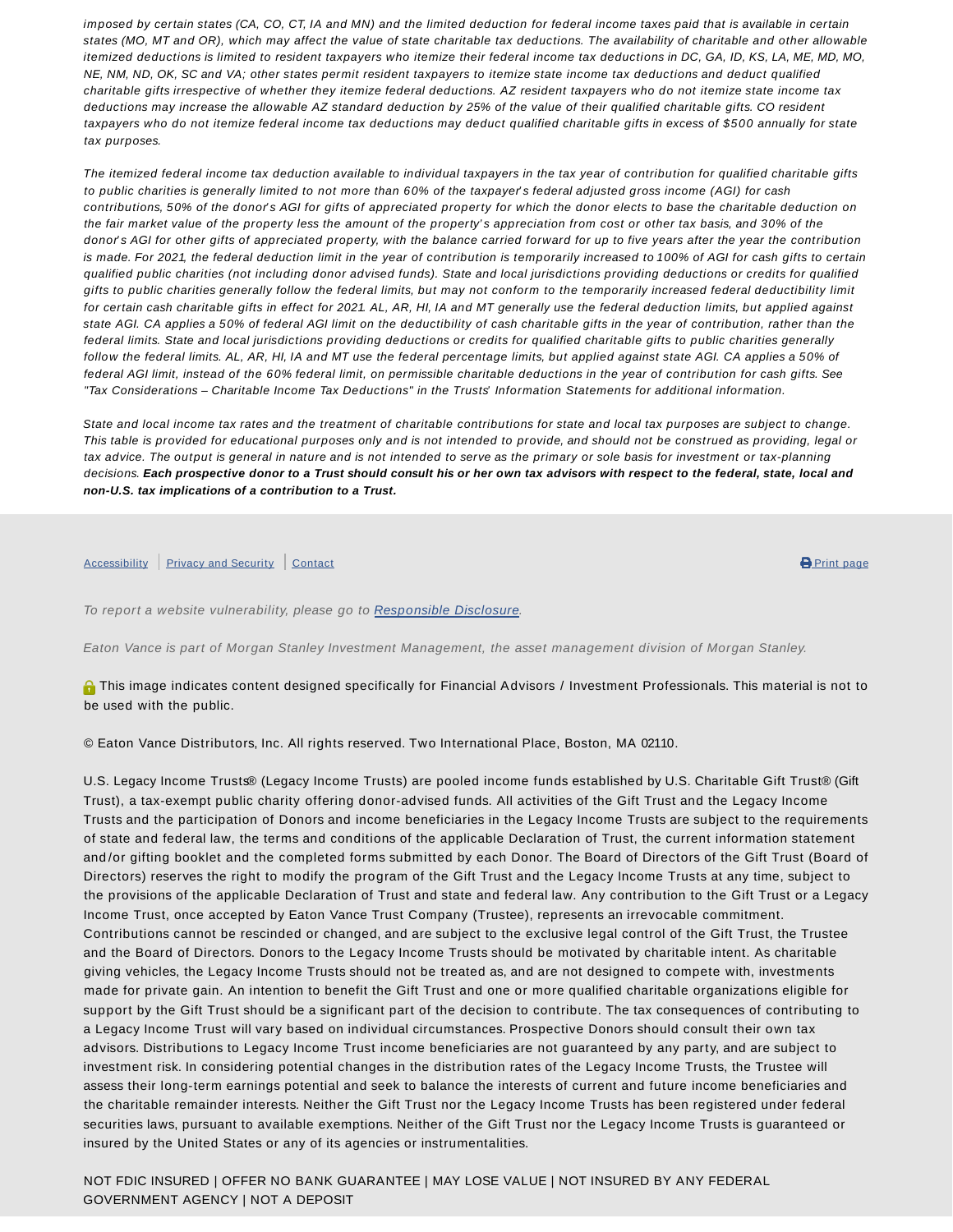*imposed by certain states (CA, CO, CT, IA and MN) and the limited deduction for federal income taxes paid that is available in certain states (MO, MT and OR), which may affect the value of state charitable tax deductions. The availability of charitable and other allowable itemized deductions is limited to resident taxpayers who itemize their federal income tax deductions in DC, GA, ID, KS, LA, ME, MD, MO, NE, NM, ND, OK, SC and VA; other states permit resident taxpayers to itemize state income tax deductions and deduct qualified charitable gifts irrespective of whether they itemize federal deductions. AZ resident taxpayers who do not itemize state income tax deductions may increase the allowable AZ standard deduction by 25% of the value of their qualified charitable gifts. CO resident taxpayers who do not itemize federal income tax deductions may deduct qualified charitable gifts in excess of $500 annually for state tax purposes.*

*The itemized federal income tax deduction available to individual taxpayers in the tax year of contribution for qualified charitable gifts to public charities is generally limited to not more than 60% of the taxpayer's federal adjusted gross income (AGI) for cash contributions, 50% of the donor's AGI for gifts of appreciated property for which the donor elects to base the charitable deduction on the fair market value of the property less the amount of the property's appreciation from cost or other tax basis, and 30% of the donor's AGI for other gifts of appreciated property, with the balance carried forward for up to five years after the year the contribution is made. For 2021, the federal deduction limit in the year of contribution is temporarily increased to 100% of AGI for cash gifts to certain qualified public charities (not including donor advised funds). State and local jurisdictions providing deductions or credits for qualified gifts to public charities generally follow the federal limits, but may not conform to the temporarily increased federal deductibility limit for certain cash charitable gifts in effect for 2021. AL, AR, HI, IA and MT generally use the federal deduction limits, but applied against state AGI. CA applies a 50% of federal AGI limit on the deductibility of cash charitable gifts in the year of contribution, rather than the federal limits. State and local jurisdictions providing deductions or credits for qualified charitable gifts to public charities generally follow the federal limits. AL, AR, HI, IA and MT use the federal percentage limits, but applied against state AGI. CA applies a 50% of federal AGI limit, instead of the 60% federal limit, on permissible charitable deductions in the year of contribution for cash gifts. See "Tax Considerations – Charitable Income Tax Deductions" in the Trusts' Information Statements for additional information.*

*State and local income tax rates and the treatment of charitable contributions for state and local tax purposes are subject to change. This table is provided for educational purposes only and is not intended to provide, and should not be construed as providing, legal or tax advice. The output is general in nature and is not intended to serve as the primary or sole basis for investment or tax-planning decisions.* ***Each prospective donor to a Trust should consult his or her own tax advisors with respect to the federal, state, local and non-U.S. tax implications of a contribution to a Trust.***

Accessibility | Privacy and Security | Contact

Print page

*To report a website vulnerability, please go to Responsible Disclosure.*

*Eaton Vance is part of Morgan Stanley Investment Management, the asset management division of Morgan Stanley.*

This image indicates content designed specifically for Financial Advisors / Investment Professionals. This material is not to be used with the public.

© Eaton Vance Distributors, Inc. All rights reserved. Two International Place, Boston, MA 02110.

U.S. Legacy Income Trusts® (Legacy Income Trusts) are pooled income funds established by U.S. Charitable Gift Trust® (Gift Trust), a tax-exempt public charity offering donor-advised funds. All activities of the Gift Trust and the Legacy Income Trusts and the participation of Donors and income beneficiaries in the Legacy Income Trusts are subject to the requirements of state and federal law, the terms and conditions of the applicable Declaration of Trust, the current information statement and/or gifting booklet and the completed forms submitted by each Donor. The Board of Directors of the Gift Trust (Board of Directors) reserves the right to modify the program of the Gift Trust and the Legacy Income Trusts at any time, subject to the provisions of the applicable Declaration of Trust and state and federal law. Any contribution to the Gift Trust or a Legacy Income Trust, once accepted by Eaton Vance Trust Company (Trustee), represents an irrevocable commitment. Contributions cannot be rescinded or changed, and are subject to the exclusive legal control of the Gift Trust, the Trustee and the Board of Directors. Donors to the Legacy Income Trusts should be motivated by charitable intent. As charitable giving vehicles, the Legacy Income Trusts should not be treated as, and are not designed to compete with, investments made for private gain. An intention to benefit the Gift Trust and one or more qualified charitable organizations eligible for support by the Gift Trust should be a significant part of the decision to contribute. The tax consequences of contributing to a Legacy Income Trust will vary based on individual circumstances. Prospective Donors should consult their own tax advisors. Distributions to Legacy Income Trust income beneficiaries are not guaranteed by any party, and are subject to investment risk. In considering potential changes in the distribution rates of the Legacy Income Trusts, the Trustee will assess their long-term earnings potential and seek to balance the interests of current and future income beneficiaries and the charitable remainder interests. Neither the Gift Trust nor the Legacy Income Trusts has been registered under federal securities laws, pursuant to available exemptions. Neither of the Gift Trust nor the Legacy Income Trusts is guaranteed or insured by the United States or any of its agencies or instrumentalities.

NOT FDIC INSURED | OFFER NO BANK GUARANTEE | MAY LOSE VALUE | NOT INSURED BY ANY FEDERAL GOVERNMENT AGENCY | NOT A DEPOSIT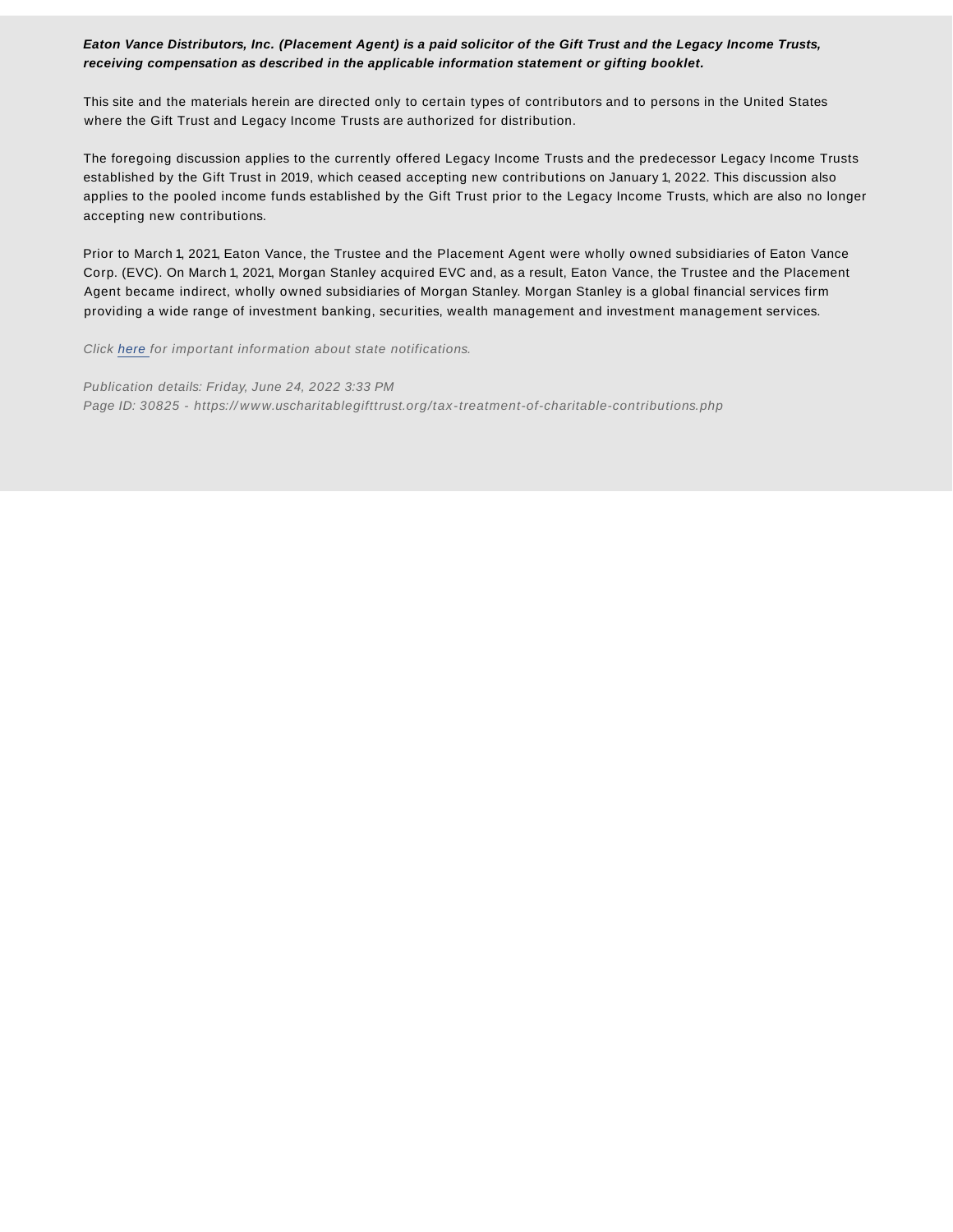***Eaton Vance Distributors, Inc. (Placement Agent) is a paid solicitor of the Gift Trust and the Legacy Income Trusts, receiving compensation as described in the applicable information statement or gifting booklet.***

This site and the materials herein are directed only to certain types of contributors and to persons in the United States where the Gift Trust and Legacy Income Trusts are authorized for distribution.

The foregoing discussion applies to the currently offered Legacy Income Trusts and the predecessor Legacy Income Trusts established by the Gift Trust in 2019, which ceased accepting new contributions on January 1, 2022. This discussion also applies to the pooled income funds established by the Gift Trust prior to the Legacy Income Trusts, which are also no longer accepting new contributions.

Prior to March 1, 2021, Eaton Vance, the Trustee and the Placement Agent were wholly owned subsidiaries of Eaton Vance Corp. (EVC). On March 1, 2021, Morgan Stanley acquired EVC and, as a result, Eaton Vance, the Trustee and the Placement Agent became indirect, wholly owned subsidiaries of Morgan Stanley. Morgan Stanley is a global financial services firm providing a wide range of investment banking, securities, wealth management and investment management services.

*Click here for important information about state notifications.*

*Publication details: Friday, June 24, 2022 3:33 PM*
*Page ID: 30825 - https://www.uscharitablegifttrust.org/tax-treatment-of-charitable-contributions.php*